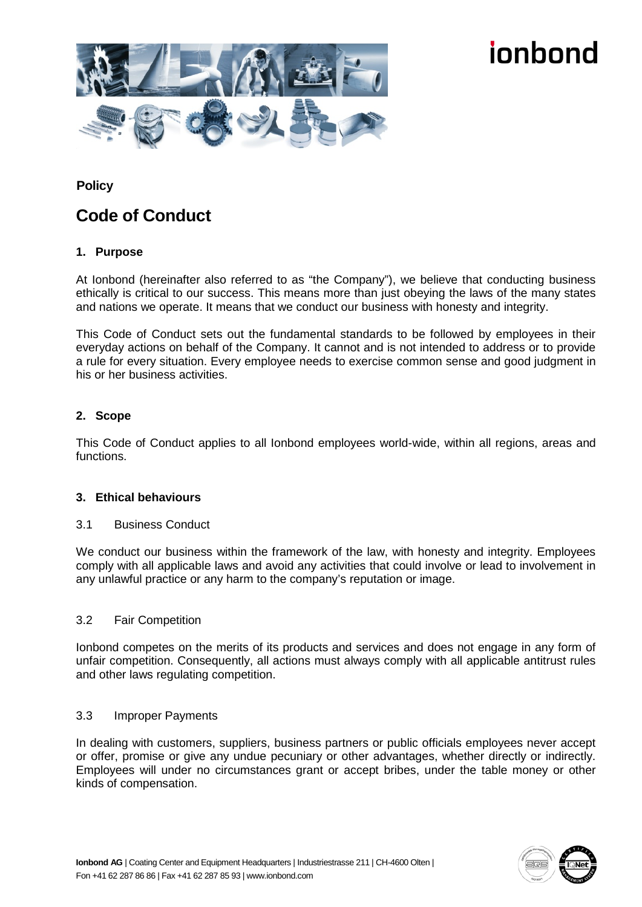**Policy**

# Code of Conduct

## 1. Purpose

At Ionbond (hereinafter also referred to as “the Company”), we believe that conducting business ethically is critical to our success. This means more than just obeying the laws of the many states and nations we operate. It means that we conduct our business with honesty and integrity.

This Code of Conduct sets out the fundamental standards to be followed by employees in their everyday actions on behalf of the Company. It cannot and is not intended to address or to provide a rule for every situation. Every employee needs to exercise common sense and good judgment in his or her business activities.

## 2. Scope

This Code of Conduct applies to all Ionbond employees world-wide, within all regions, areas and functions.

## 3. Ethical behaviours

### 3.1 Business Conduct

We conduct our business within the framework of the law, with honesty and integrity. Employees comply with all applicable laws and avoid any activities that could involve or lead to involvement in any unlawful practice or any harm to the company’s reputation or image.

### 3.2 Fair Competition

Ionbond competes on the merits of its products and services and does not engage in any form of unfair competition. Consequently, all actions must always comply with all applicable antitrust rules and other laws regulating competition.

### 3.3 Improper Payments

In dealing with customers, suppliers, business partners or public officials employees never accept or offer, promise or give any undue pecuniary or other advantages, whether directly or indirectly. Employees will under no circumstances grant or accept bribes, under the table money or other kinds of compensation.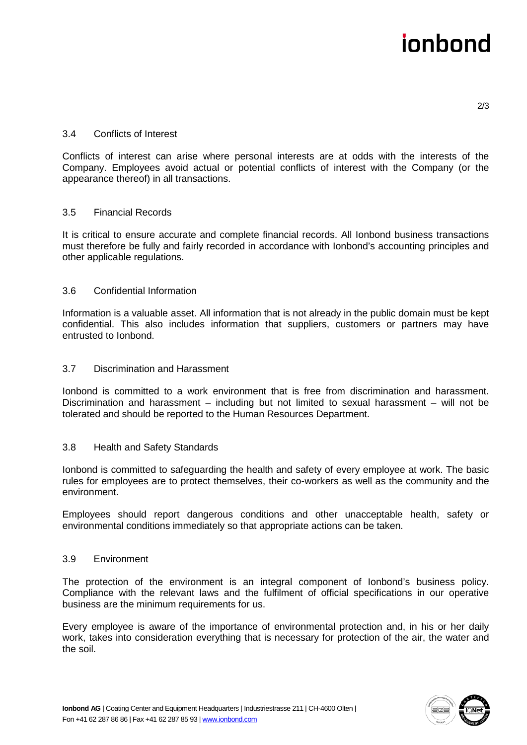### 3.4 Conflicts of Interest

Conflicts of interest can arise where personal interests are at odds with the interests of the Company. Employees avoid actual or potential conflicts of interest with the Company (or the appearance thereof) in all transactions.

### 3.5 Financial Records

It is critical to ensure accurate and complete financial records. All Ionbond business transactions must therefore be fully and fairly recorded in accordance with Ionbond's accounting principles and other applicable regulations.

### 3.6 Confidential Information

Information is a valuable asset. All information that is not already in the public domain must be kept confidential. This also includes information that suppliers, customers or partners may have entrusted to Ionbond.

### 3.7 Discrimination and Harassment

Ionbond is committed to a work environment that is free from discrimination and harassment. Discrimination and harassment – including but not limited to sexual harassment – will not be tolerated and should be reported to the Human Resources Department.

### 3.8 Health and Safety Standards

Ionbond is committed to safeguarding the health and safety of every employee at work. The basic rules for employees are to protect themselves, their co-workers as well as the community and the environment.

Employees should report dangerous conditions and other unacceptable health, safety or environmental conditions immediately so that appropriate actions can be taken.

### 3.9 Environment

The protection of the environment is an integral component of Ionbond's business policy. Compliance with the relevant laws and the fulfilment of official specifications in our operative business are the minimum requirements for us.

Every employee is aware of the importance of environmental protection and, in his or her daily work, takes into consideration everything that is necessary for protection of the air, the water and the soil.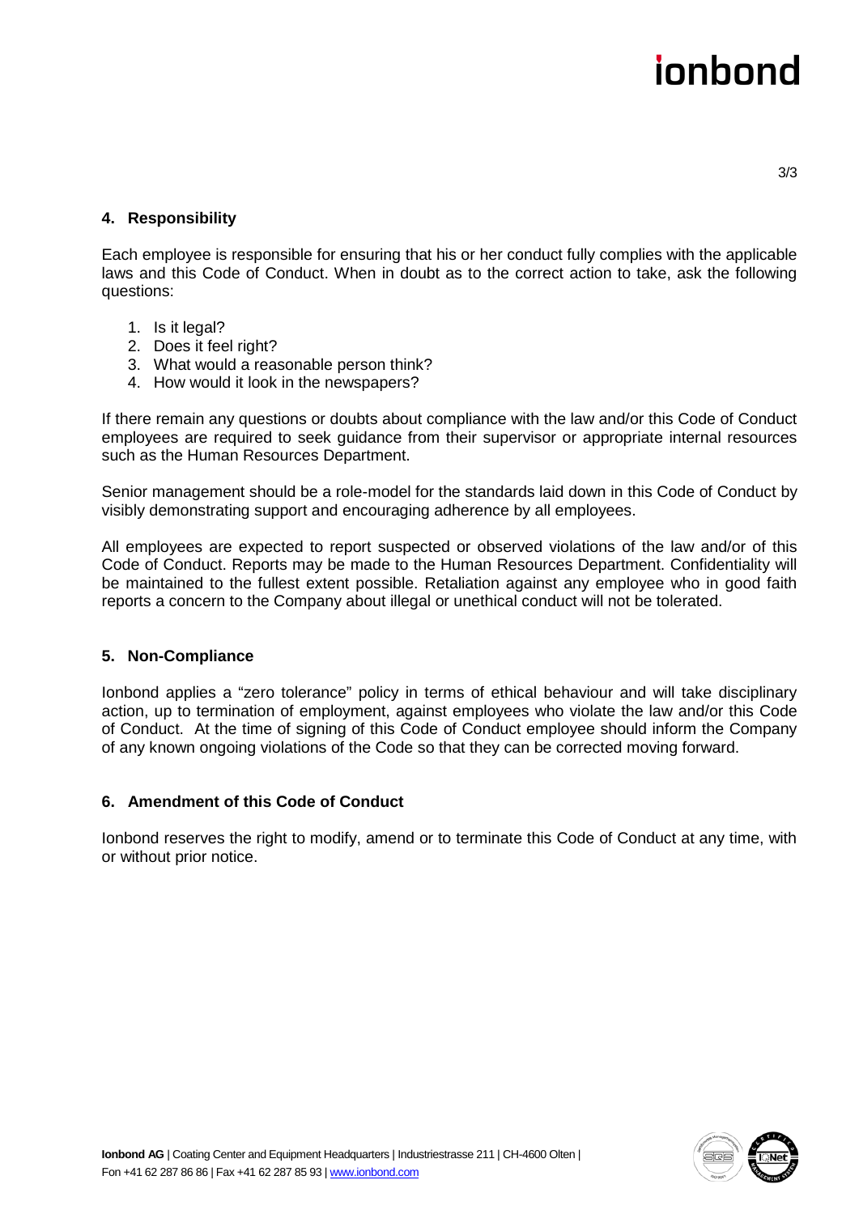## 4. Responsibility

Each employee is responsible for ensuring that his or her conduct fully complies with the applicable laws and this Code of Conduct. When in doubt as to the correct action to take, ask the following questions:

1. Is it legal?
2. Does it feel right?
3. What would a reasonable person think?
4. How would it look in the newspapers?

If there remain any questions or doubts about compliance with the law and/or this Code of Conduct employees are required to seek guidance from their supervisor or appropriate internal resources such as the Human Resources Department.

Senior management should be a role-model for the standards laid down in this Code of Conduct by visibly demonstrating support and encouraging adherence by all employees.

All employees are expected to report suspected or observed violations of the law and/or of this Code of Conduct. Reports may be made to the Human Resources Department. Confidentiality will be maintained to the fullest extent possible. Retaliation against any employee who in good faith reports a concern to the Company about illegal or unethical conduct will not be tolerated.

## 5. Non-Compliance

Ionbond applies a "zero tolerance" policy in terms of ethical behaviour and will take disciplinary action, up to termination of employment, against employees who violate the law and/or this Code of Conduct. At the time of signing of this Code of Conduct employee should inform the Company of any known ongoing violations of the Code so that they can be corrected moving forward.

## 6. Amendment of this Code of Conduct

Ionbond reserves the right to modify, amend or to terminate this Code of Conduct at any time, with or without prior notice.

**Ionbond AG** | Coating Center and Equipment Headquarters | Industriestrasse 211 | CH-4600 Olten | Fon +41 62 287 86 86 | Fax +41 62 287 85 93 | www.ionbond.com